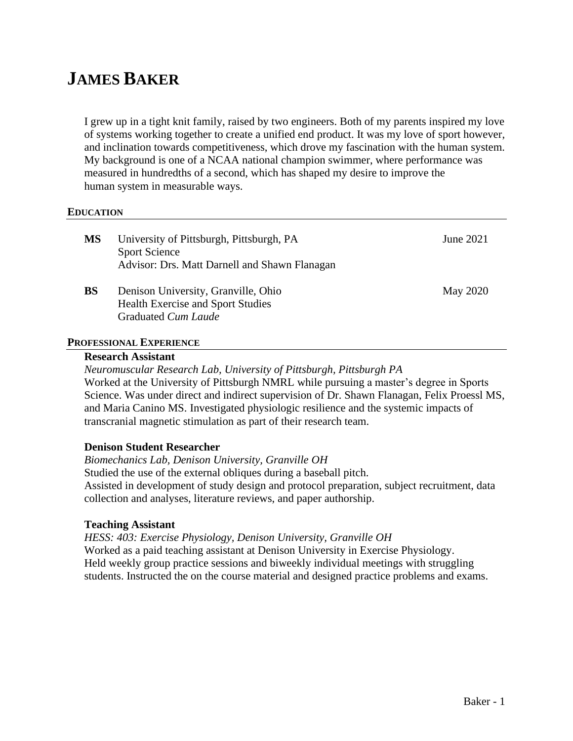# JAMES BAKER

I grew up in a tight knit family, raised by two engineers. Both of my parents inspired my love of systems working together to create a unified end product. It was my love of sport however, and inclination towards competitiveness, which drove my fascination with the human system. My background is one of a NCAA national champion swimmer, where performance was measured in hundredths of a second, which has shaped my desire to improve the human system in measurable ways.

## EDUCATION

**MS** University of Pittsburgh, Pittsburgh, PA — June 2021
Sport Science
Advisor: Drs. Matt Darnell and Shawn Flanagan

**BS** Denison University, Granville, Ohio — May 2020
Health Exercise and Sport Studies
Graduated *Cum Laude*

## PROFESSIONAL EXPERIENCE

**Research Assistant**
*Neuromuscular Research Lab, University of Pittsburgh, Pittsburgh PA*
Worked at the University of Pittsburgh NMRL while pursuing a master's degree in Sports Science. Was under direct and indirect supervision of Dr. Shawn Flanagan, Felix Proessl MS, and Maria Canino MS. Investigated physiologic resilience and the systemic impacts of transcranial magnetic stimulation as part of their research team.

**Denison Student Researcher**
*Biomechanics Lab, Denison University, Granville OH*
Studied the use of the external obliques during a baseball pitch.
Assisted in development of study design and protocol preparation, subject recruitment, data collection and analyses, literature reviews, and paper authorship.

**Teaching Assistant**
*HESS: 403: Exercise Physiology, Denison University, Granville OH*
Worked as a paid teaching assistant at Denison University in Exercise Physiology.
Held weekly group practice sessions and biweekly individual meetings with struggling students. Instructed the on the course material and designed practice problems and exams.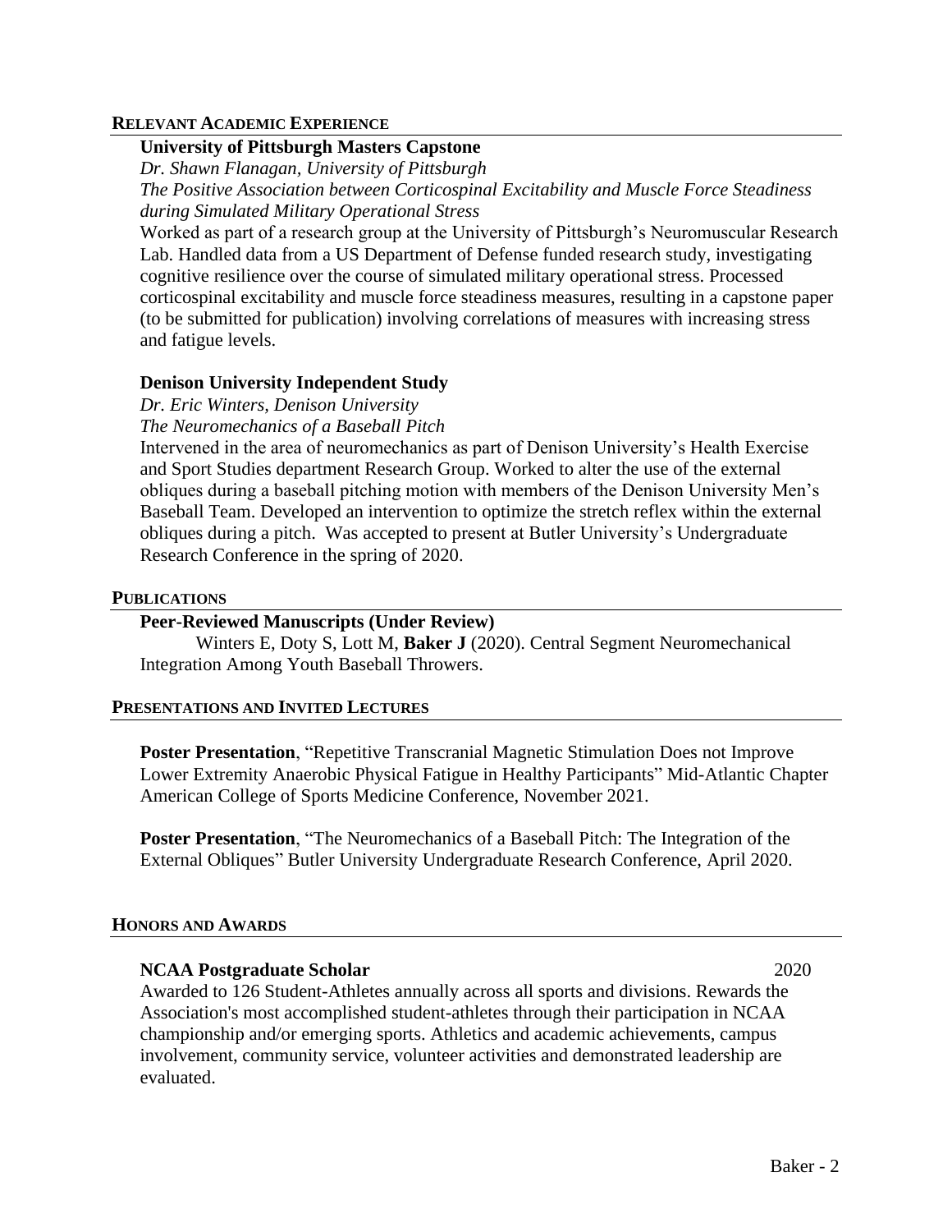## Relevant Academic Experience

**University of Pittsburgh Masters Capstone**

*Dr. Shawn Flanagan, University of Pittsburgh*

*The Positive Association between Corticospinal Excitability and Muscle Force Steadiness during Simulated Military Operational Stress*

Worked as part of a research group at the University of Pittsburgh's Neuromuscular Research Lab. Handled data from a US Department of Defense funded research study, investigating cognitive resilience over the course of simulated military operational stress. Processed corticospinal excitability and muscle force steadiness measures, resulting in a capstone paper (to be submitted for publication) involving correlations of measures with increasing stress and fatigue levels.

**Denison University Independent Study**

*Dr. Eric Winters, Denison University*

*The Neuromechanics of a Baseball Pitch*

Intervened in the area of neuromechanics as part of Denison University's Health Exercise and Sport Studies department Research Group. Worked to alter the use of the external obliques during a baseball pitching motion with members of the Denison University Men's Baseball Team. Developed an intervention to optimize the stretch reflex within the external obliques during a pitch. Was accepted to present at Butler University's Undergraduate Research Conference in the spring of 2020.

## Publications

**Peer-Reviewed Manuscripts (Under Review)**

Winters E, Doty S, Lott M, **Baker J** (2020). Central Segment Neuromechanical Integration Among Youth Baseball Throwers.

## Presentations and Invited Lectures

**Poster Presentation**, "Repetitive Transcranial Magnetic Stimulation Does not Improve Lower Extremity Anaerobic Physical Fatigue in Healthy Participants" Mid-Atlantic Chapter American College of Sports Medicine Conference, November 2021.

**Poster Presentation**, "The Neuromechanics of a Baseball Pitch: The Integration of the External Obliques" Butler University Undergraduate Research Conference, April 2020.

## Honors and Awards

**NCAA Postgraduate Scholar** 2020

Awarded to 126 Student-Athletes annually across all sports and divisions. Rewards the Association's most accomplished student-athletes through their participation in NCAA championship and/or emerging sports. Athletics and academic achievements, campus involvement, community service, volunteer activities and demonstrated leadership are evaluated.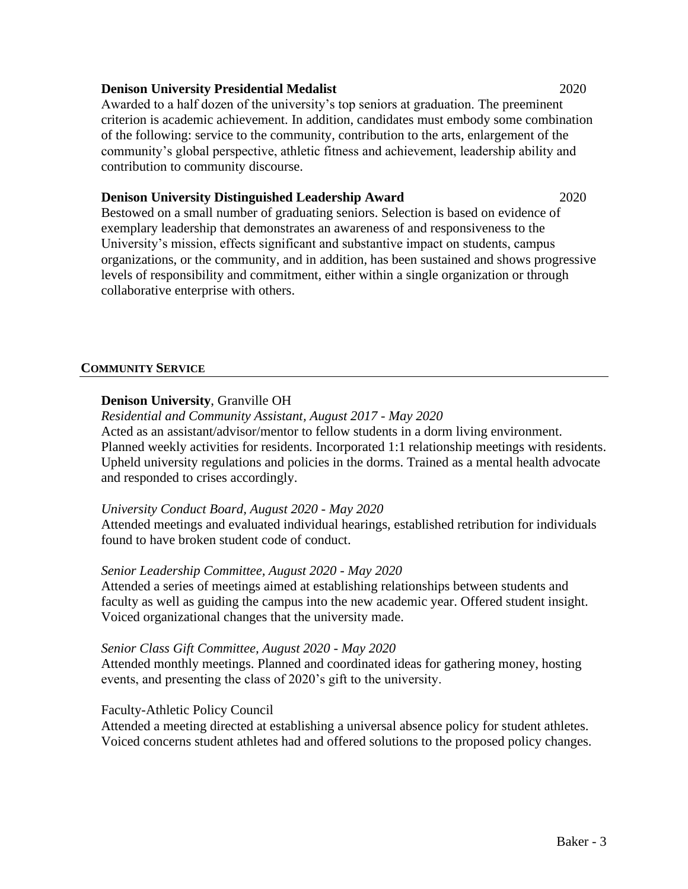**Denison University Presidential Medalist** 2020

Awarded to a half dozen of the university's top seniors at graduation. The preeminent criterion is academic achievement. In addition, candidates must embody some combination of the following: service to the community, contribution to the arts, enlargement of the community's global perspective, athletic fitness and achievement, leadership ability and contribution to community discourse.

**Denison University Distinguished Leadership Award** 2020

Bestowed on a small number of graduating seniors. Selection is based on evidence of exemplary leadership that demonstrates an awareness of and responsiveness to the University's mission, effects significant and substantive impact on students, campus organizations, or the community, and in addition, has been sustained and shows progressive levels of responsibility and commitment, either within a single organization or through collaborative enterprise with others.

## COMMUNITY SERVICE

**Denison University**, Granville OH

*Residential and Community Assistant, August 2017 - May 2020*

Acted as an assistant/advisor/mentor to fellow students in a dorm living environment. Planned weekly activities for residents. Incorporated 1:1 relationship meetings with residents. Upheld university regulations and policies in the dorms. Trained as a mental health advocate and responded to crises accordingly.

*University Conduct Board, August 2020 - May 2020*

Attended meetings and evaluated individual hearings, established retribution for individuals found to have broken student code of conduct.

*Senior Leadership Committee, August 2020 - May 2020*

Attended a series of meetings aimed at establishing relationships between students and faculty as well as guiding the campus into the new academic year. Offered student insight. Voiced organizational changes that the university made.

*Senior Class Gift Committee, August 2020 - May 2020*

Attended monthly meetings. Planned and coordinated ideas for gathering money, hosting events, and presenting the class of 2020's gift to the university.

Faculty-Athletic Policy Council

Attended a meeting directed at establishing a universal absence policy for student athletes. Voiced concerns student athletes had and offered solutions to the proposed policy changes.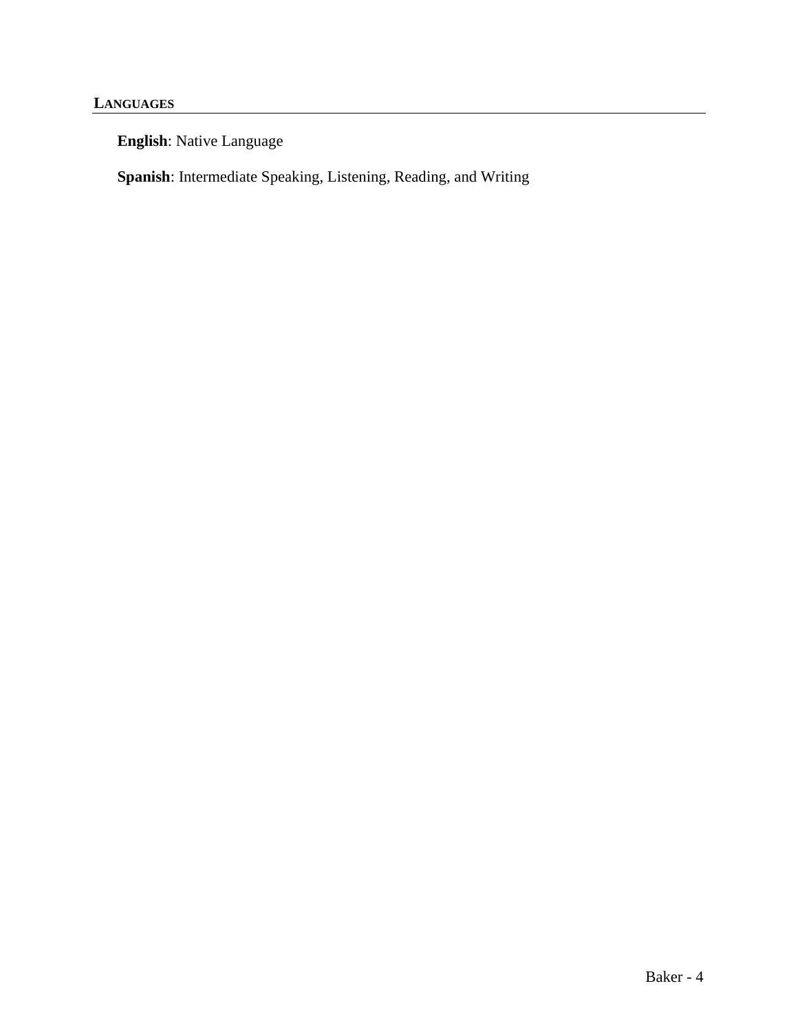## LANGUAGES

**English**: Native Language

**Spanish**: Intermediate Speaking, Listening, Reading, and Writing